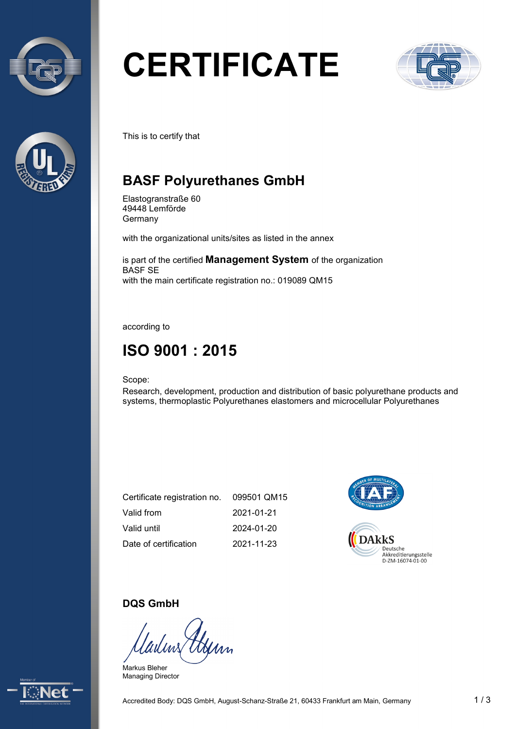# CERTIFICATE

This is to certify that

## BASF Polyurethanes GmbH

Elastogranstraße 60
49448 Lemförde
Germany

with the organizational units/sites as listed in the annex

is part of the certified **Management System** of the organization
BASF SE
with the main certificate registration no.: 019089 QM15

according to

## ISO 9001 : 2015

Scope:
Research, development, production and distribution of basic polyurethane products and systems, thermoplastic Polyurethanes elastomers and microcellular Polyurethanes

| | |
|---|---|
| Certificate registration no. | 099501 QM15 |
| Valid from | 2021-01-21 |
| Valid until | 2024-01-20 |
| Date of certification | 2021-11-23 |

DAkkS
Deutsche
Akkreditierungsstelle
D-ZM-16074-01-00

**DQS GmbH**

Markus Bleher
Managing Director

Accredited Body: DQS GmbH, August-Schanz-Straße 21, 60433 Frankfurt am Main, Germany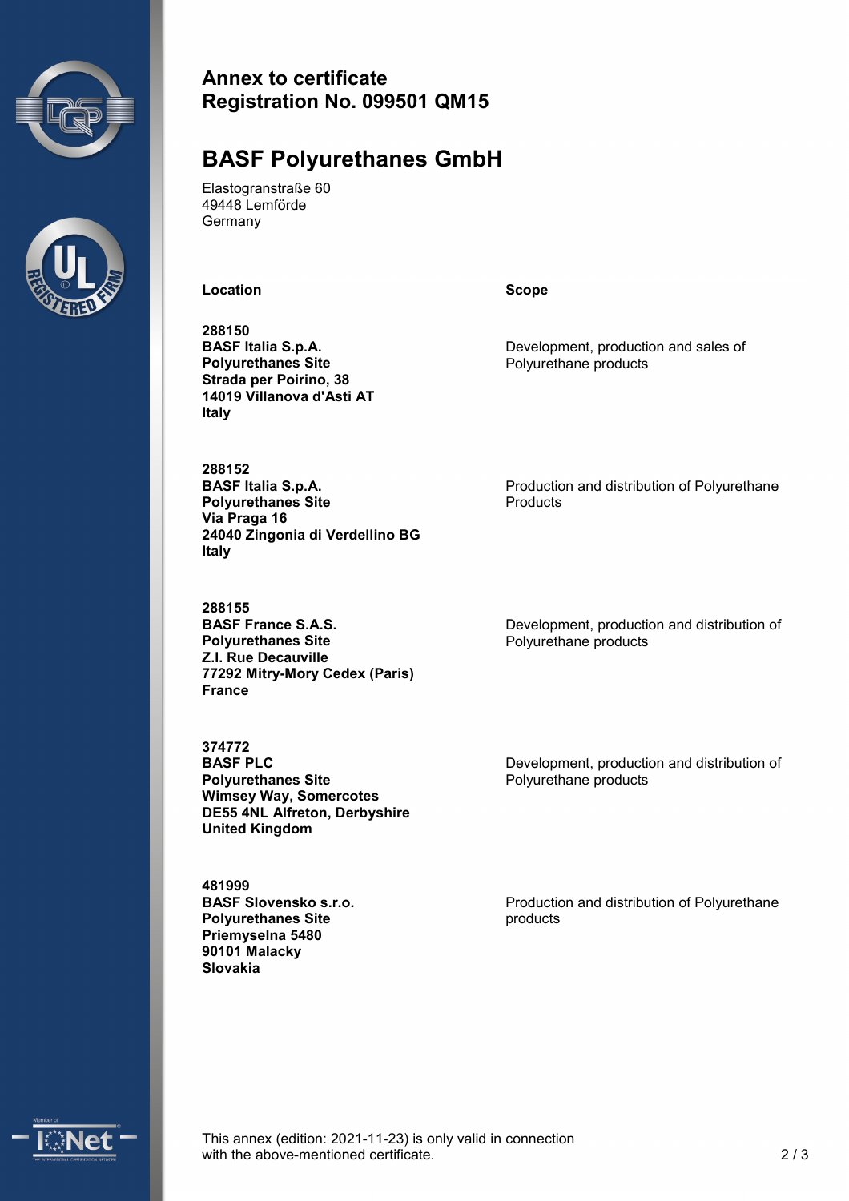# Annex to certificate
# Registration No. 099501 QM15

## BASF Polyurethanes GmbH

Elastogranstraße 60
49448 Lemförde
Germany

| Location | Scope |
| --- | --- |
| **288150**<br>**BASF Italia S.p.A.**<br>**Polyurethanes Site**<br>**Strada per Poirino, 38**<br>**14019 Villanova d'Asti AT**<br>**Italy** | Development, production and sales of Polyurethane products |
| **288152**<br>**BASF Italia S.p.A.**<br>**Polyurethanes Site**<br>**Via Praga 16**<br>**24040 Zingonia di Verdellino BG**<br>**Italy** | Production and distribution of Polyurethane Products |
| **288155**<br>**BASF France S.A.S.**<br>**Polyurethanes Site**<br>**Z.I. Rue Decauville**<br>**77292 Mitry-Mory Cedex (Paris)**<br>**France** | Development, production and distribution of Polyurethane products |
| **374772**<br>**BASF PLC**<br>**Polyurethanes Site**<br>**Wimsey Way, Somercotes**<br>**DE55 4NL Alfreton, Derbyshire**<br>**United Kingdom** | Development, production and distribution of Polyurethane products |
| **481999**<br>**BASF Slovensko s.r.o.**<br>**Polyurethanes Site**<br>**Priemyselna 5480**<br>**90101 Malacky**<br>**Slovakia** | Production and distribution of Polyurethane products |

This annex (edition: 2021-11-23) is only valid in connection with the above-mentioned certificate.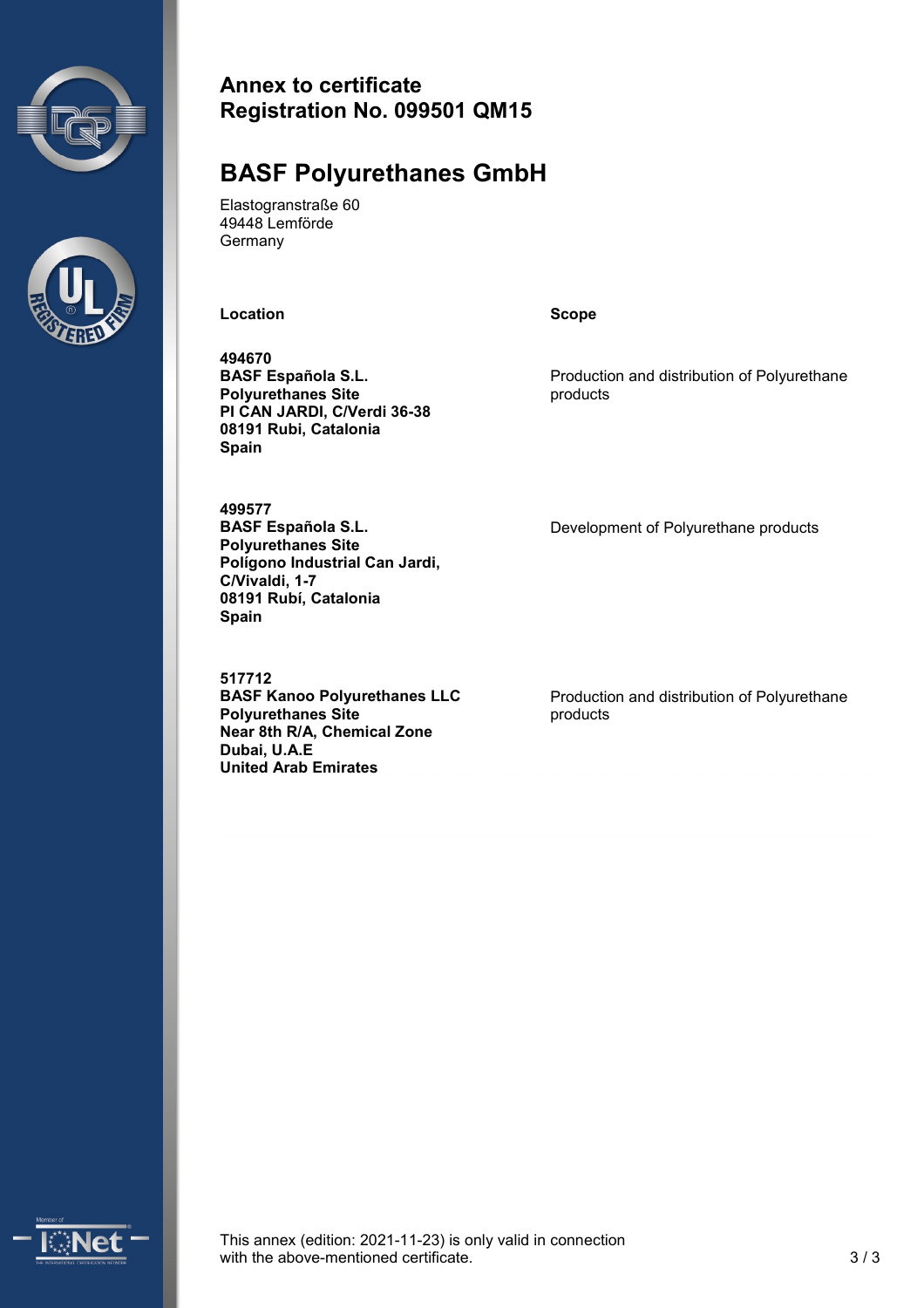# Annex to certificate
# Registration No. 099501 QM15

## BASF Polyurethanes GmbH

Elastogranstraße 60
49448 Lemförde
Germany

| Location | Scope |
| --- | --- |
| **494670**<br>**BASF Española S.L.**<br>**Polyurethanes Site**<br>**Pl CAN JARDI, C/Verdi 36-38**<br>**08191 Rubi, Catalonia**<br>**Spain** | Production and distribution of Polyurethane products |
| **499577**<br>**BASF Española S.L.**<br>**Polyurethanes Site**<br>**Polígono Industrial Can Jardi, C/Vivaldi, 1-7**<br>**08191 Rubí, Catalonia**<br>**Spain** | Development of Polyurethane products |
| **517712**<br>**BASF Kanoo Polyurethanes LLC**<br>**Polyurethanes Site**<br>**Near 8th R/A, Chemical Zone**<br>**Dubai, U.A.E**<br>**United Arab Emirates** | Production and distribution of Polyurethane products |

This annex (edition: 2021-11-23) is only valid in connection with the above-mentioned certificate.